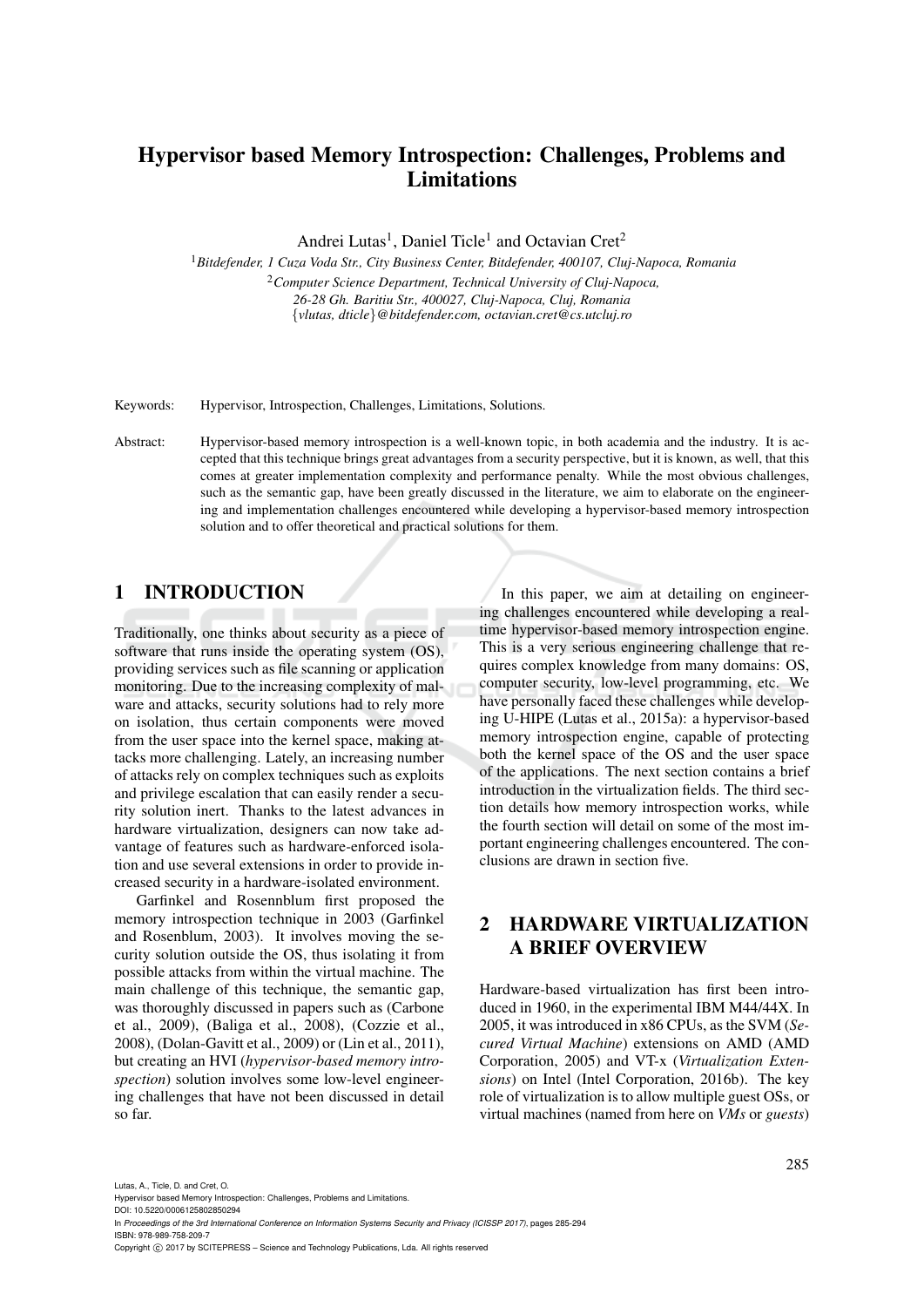# Hypervisor based Memory Introspection: Challenges, Problems and Limitations

Andrei Lutas[1], Daniel Ticle[1] and Octavian Cret[2]

[1]*Bitdefender, 1 Cuza Voda Str., City Business Center, Bitdefender, 400107, Cluj-Napoca, Romania*

[2]*Computer Science Department, Technical University of Cluj-Napoca, 26-28 Gh. Baritiu Str., 400027, Cluj-Napoca, Cluj, Romania*

{*vlutas, dticle*}*@bitdefender.com, octavian.cret@cs.utcluj.ro*

Keywords: Hypervisor, Introspection, Challenges, Limitations, Solutions.

Abstract: Hypervisor-based memory introspection is a well-known topic, in both academia and the industry. It is accepted that this technique brings great advantages from a security perspective, but it is known, as well, that this comes at greater implementation complexity and performance penalty. While the most obvious challenges, such as the semantic gap, have been greatly discussed in the literature, we aim to elaborate on the engineering and implementation challenges encountered while developing a hypervisor-based memory introspection solution and to offer theoretical and practical solutions for them.

## 1 INTRODUCTION

Traditionally, one thinks about security as a piece of software that runs inside the operating system (OS), providing services such as file scanning or application monitoring. Due to the increasing complexity of malware and attacks, security solutions had to rely more on isolation, thus certain components were moved from the user space into the kernel space, making attacks more challenging. Lately, an increasing number of attacks rely on complex techniques such as exploits and privilege escalation that can easily render a security solution inert. Thanks to the latest advances in hardware virtualization, designers can now take advantage of features such as hardware-enforced isolation and use several extensions in order to provide increased security in a hardware-isolated environment.

Garfinkel and Rosennblum first proposed the memory introspection technique in 2003 (Garfinkel and Rosenblum, 2003). It involves moving the security solution outside the OS, thus isolating it from possible attacks from within the virtual machine. The main challenge of this technique, the semantic gap, was thoroughly discussed in papers such as (Carbone et al., 2009), (Baliga et al., 2008), (Cozzie et al., 2008), (Dolan-Gavitt et al., 2009) or (Lin et al., 2011), but creating an HVI (*hypervisor-based memory introspection*) solution involves some low-level engineering challenges that have not been discussed in detail so far.

In this paper, we aim at detailing on engineering challenges encountered while developing a real-time hypervisor-based memory introspection engine. This is a very serious engineering challenge that requires complex knowledge from many domains: OS, computer security, low-level programming, etc. We have personally faced these challenges while developing U-HIPE (Lutas et al., 2015a): a hypervisor-based memory introspection engine, capable of protecting both the kernel space of the OS and the user space of the applications. The next section contains a brief introduction in the virtualization fields. The third section details how memory introspection works, while the fourth section will detail on some of the most important engineering challenges encountered. The conclusions are drawn in section five.

## 2 HARDWARE VIRTUALIZATION A BRIEF OVERVIEW

Hardware-based virtualization has first been introduced in 1960, in the experimental IBM M44/44X. In 2005, it was introduced in x86 CPUs, as the SVM (*Secured Virtual Machine*) extensions on AMD (AMD Corporation, 2005) and VT-x (*Virtualization Extensions*) on Intel (Intel Corporation, 2016b). The key role of virtualization is to allow multiple guest OSs, or virtual machines (named from here on *VMs* or *guests*)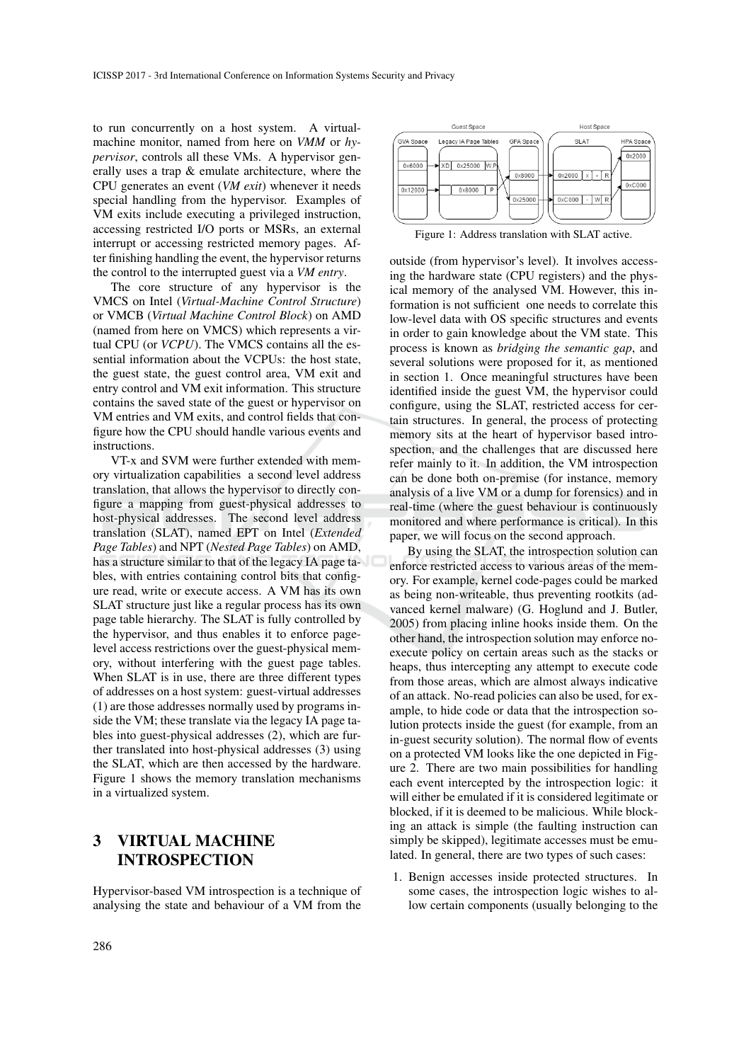to run concurrently on a host system. A virtual-machine monitor, named from here on *VMM* or *hypervisor*, controls all these VMs. A hypervisor generally uses a trap & emulate architecture, where the CPU generates an event (*VM exit*) whenever it needs special handling from the hypervisor. Examples of VM exits include executing a privileged instruction, accessing restricted I/O ports or MSRs, an external interrupt or accessing restricted memory pages. After finishing handling the event, the hypervisor returns the control to the interrupted guest via a *VM entry*.

The core structure of any hypervisor is the VMCS on Intel (*Virtual-Machine Control Structure*) or VMCB (*Virtual Machine Control Block*) on AMD (named from here on VMCS) which represents a virtual CPU (or *VCPU*). The VMCS contains all the essential information about the VCPUs: the host state, the guest state, the guest control area, VM exit and entry control and VM exit information. This structure contains the saved state of the guest or hypervisor on VM entries and VM exits, and control fields that configure how the CPU should handle various events and instructions.

VT-x and SVM were further extended with memory virtualization capabilities a second level address translation, that allows the hypervisor to directly configure a mapping from guest-physical addresses to host-physical addresses. The second level address translation (SLAT), named EPT on Intel (*Extended Page Tables*) and NPT (*Nested Page Tables*) on AMD, has a structure similar to that of the legacy IA page tables, with entries containing control bits that configure read, write or execute access. A VM has its own SLAT structure just like a regular process has its own page table hierarchy. The SLAT is fully controlled by the hypervisor, and thus enables it to enforce page-level access restrictions over the guest-physical memory, without interfering with the guest page tables. When SLAT is in use, there are three different types of addresses on a host system: guest-virtual addresses (1) are those addresses normally used by programs inside the VM; these translate via the legacy IA page tables into guest-physical addresses (2), which are further translated into host-physical addresses (3) using the SLAT, which are then accessed by the hardware. Figure 1 shows the memory translation mechanisms in a virtualized system.

Figure 1: Address translation with SLAT active.

## 3 VIRTUAL MACHINE INTROSPECTION

Hypervisor-based VM introspection is a technique of analysing the state and behaviour of a VM from the outside (from hypervisor's level). It involves accessing the hardware state (CPU registers) and the physical memory of the analysed VM. However, this information is not sufficient one needs to correlate this low-level data with OS specific structures and events in order to gain knowledge about the VM state. This process is known as *bridging the semantic gap*, and several solutions were proposed for it, as mentioned in section 1. Once meaningful structures have been identified inside the guest VM, the hypervisor could configure, using the SLAT, restricted access for certain structures. In general, the process of protecting memory sits at the heart of hypervisor based introspection, and the challenges that are discussed here refer mainly to it. In addition, the VM introspection can be done both on-premise (for instance, memory analysis of a live VM or a dump for forensics) and in real-time (where the guest behaviour is continuously monitored and where performance is critical). In this paper, we will focus on the second approach.

By using the SLAT, the introspection solution can enforce restricted access to various areas of the memory. For example, kernel code-pages could be marked as being non-writeable, thus preventing rootkits (advanced kernel malware) (G. Hoglund and J. Butler, 2005) from placing inline hooks inside them. On the other hand, the introspection solution may enforce no-execute policy on certain areas such as the stacks or heaps, thus intercepting any attempt to execute code from those areas, which are almost always indicative of an attack. No-read policies can also be used, for example, to hide code or data that the introspection solution protects inside the guest (for example, from an in-guest security solution). The normal flow of events on a protected VM looks like the one depicted in Figure 2. There are two main possibilities for handling each event intercepted by the introspection logic: it will either be emulated if it is considered legitimate or blocked, if it is deemed to be malicious. While blocking an attack is simple (the faulting instruction can simply be skipped), legitimate accesses must be emulated. In general, there are two types of such cases:

1. Benign accesses inside protected structures. In some cases, the introspection logic wishes to allow certain components (usually belonging to the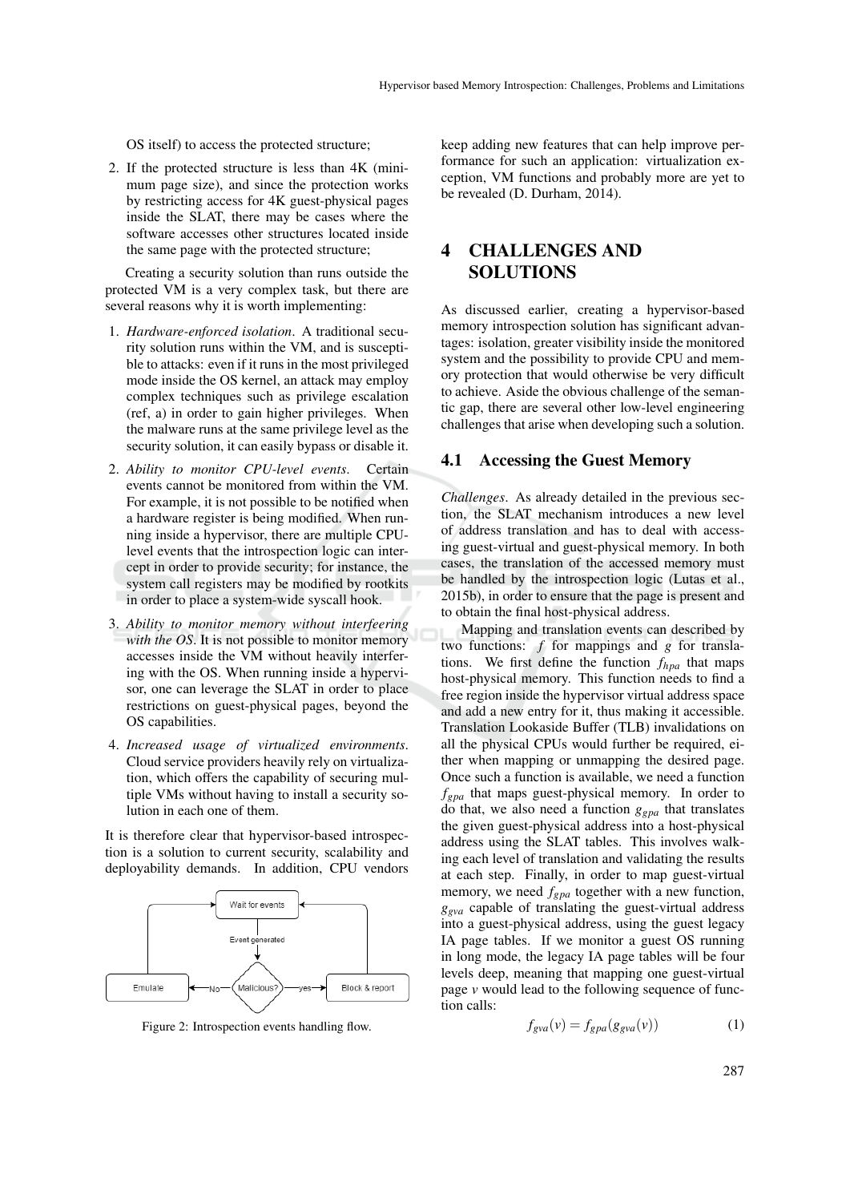OS itself) to access the protected structure;

2. If the protected structure is less than 4K (minimum page size), and since the protection works by restricting access for 4K guest-physical pages inside the SLAT, there may be cases where the software accesses other structures located inside the same page with the protected structure;

Creating a security solution than runs outside the protected VM is a very complex task, but there are several reasons why it is worth implementing:

1. *Hardware-enforced isolation*. A traditional security solution runs within the VM, and is susceptible to attacks: even if it runs in the most privileged mode inside the OS kernel, an attack may employ complex techniques such as privilege escalation (ref, a) in order to gain higher privileges. When the malware runs at the same privilege level as the security solution, it can easily bypass or disable it.
2. *Ability to monitor CPU-level events*. Certain events cannot be monitored from within the VM. For example, it is not possible to be notified when a hardware register is being modified. When running inside a hypervisor, there are multiple CPU-level events that the introspection logic can intercept in order to provide security; for instance, the system call registers may be modified by rootkits in order to place a system-wide syscall hook.
3. *Ability to monitor memory without interfeering with the OS*. It is not possible to monitor memory accesses inside the VM without heavily interfering with the OS. When running inside a hypervisor, one can leverage the SLAT in order to place restrictions on guest-physical pages, beyond the OS capabilities.
4. *Increased usage of virtualized environments*. Cloud service providers heavily rely on virtualization, which offers the capability of securing multiple VMs without having to install a security solution in each one of them.

It is therefore clear that hypervisor-based introspection is a solution to current security, scalability and deployability demands. In addition, CPU vendors keep adding new features that can help improve performance for such an application: virtualization exception, VM functions and probably more are yet to be revealed (D. Durham, 2014).

Figure 2: Introspection events handling flow.

## 4 CHALLENGES AND SOLUTIONS

As discussed earlier, creating a hypervisor-based memory introspection solution has significant advantages: isolation, greater visibility inside the monitored system and the possibility to provide CPU and memory protection that would otherwise be very difficult to achieve. Aside the obvious challenge of the semantic gap, there are several other low-level engineering challenges that arise when developing such a solution.

### 4.1 Accessing the Guest Memory

*Challenges*. As already detailed in the previous section, the SLAT mechanism introduces a new level of address translation and has to deal with accessing guest-virtual and guest-physical memory. In both cases, the translation of the accessed memory must be handled by the introspection logic (Lutas et al., 2015b), in order to ensure that the page is present and to obtain the final host-physical address.

Mapping and translation events can described by two functions: $f$ for mappings and $g$ for translations. We first define the function $f_{hpa}$ that maps host-physical memory. This function needs to find a free region inside the hypervisor virtual address space and add a new entry for it, thus making it accessible. Translation Lookaside Buffer (TLB) invalidations on all the physical CPUs would further be required, either when mapping or unmapping the desired page. Once such a function is available, we need a function $f_{gpa}$ that maps guest-physical memory. In order to do that, we also need a function $g_{gpa}$ that translates the given guest-physical address into a host-physical address using the SLAT tables. This involves walking each level of translation and validating the results at each step. Finally, in order to map guest-virtual memory, we need $f_{gpa}$ together with a new function, $g_{gva}$ capable of translating the guest-virtual address into a guest-physical address, using the guest legacy IA page tables. If we monitor a guest OS running in long mode, the legacy IA page tables will be four levels deep, meaning that mapping one guest-virtual page $v$ would lead to the following sequence of function calls:

$$f_{gva}(v) = f_{gpa}(g_{gva}(v)) \tag{1}$$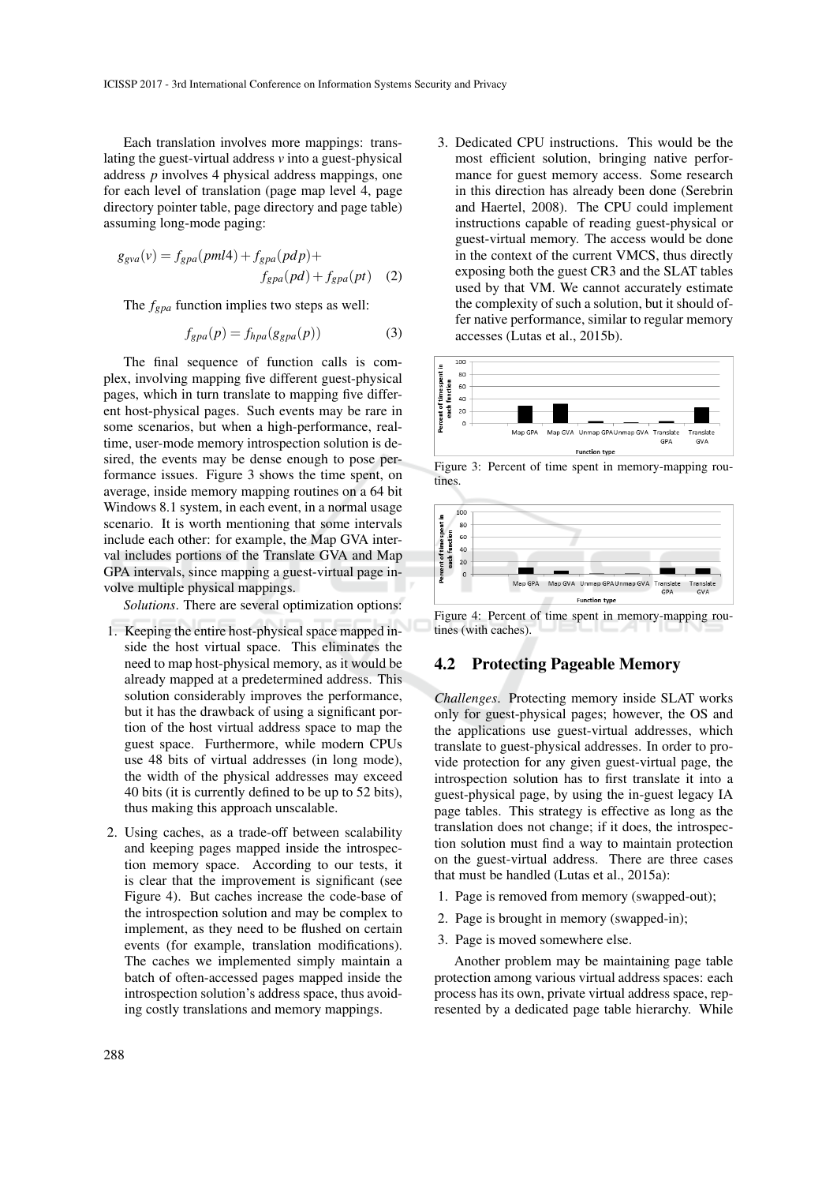Each translation involves more mappings: translating the guest-virtual address $v$ into a guest-physical address $p$ involves 4 physical address mappings, one for each level of translation (page map level 4, page directory pointer table, page directory and page table) assuming long-mode paging:

$$g_{gva}(v) = f_{gpa}(pml4) + f_{gpa}(pdp) + f_{gpa}(pd) + f_{gpa}(pt) \quad (2)$$

The $f_{gpa}$ function implies two steps as well:

$$f_{gpa}(p) = f_{hpa}(g_{gpa}(p)) \quad (3)$$

The final sequence of function calls is complex, involving mapping five different guest-physical pages, which in turn translate to mapping five different host-physical pages. Such events may be rare in some scenarios, but when a high-performance, real-time, user-mode memory introspection solution is desired, the events may be dense enough to pose performance issues. Figure 3 shows the time spent, on average, inside memory mapping routines on a 64 bit Windows 8.1 system, in each event, in a normal usage scenario. It is worth mentioning that some intervals include each other: for example, the Map GVA interval includes portions of the Translate GVA and Map GPA intervals, since mapping a guest-virtual page involve multiple physical mappings.

*Solutions*. There are several optimization options:

1. Keeping the entire host-physical space mapped inside the host virtual space. This eliminates the need to map host-physical memory, as it would be already mapped at a predetermined address. This solution considerably improves the performance, but it has the drawback of using a significant portion of the host virtual address space to map the guest space. Furthermore, while modern CPUs use 48 bits of virtual addresses (in long mode), the width of the physical addresses may exceed 40 bits (it is currently defined to be up to 52 bits), thus making this approach unscalable.
2. Using caches, as a trade-off between scalability and keeping pages mapped inside the introspection memory space. According to our tests, it is clear that the improvement is significant (see Figure 4). But caches increase the code-base of the introspection solution and may be complex to implement, as they need to be flushed on certain events (for example, translation modifications). The caches we implemented simply maintain a batch of often-accessed pages mapped inside the introspection solution's address space, thus avoiding costly translations and memory mappings.
3. Dedicated CPU instructions. This would be the most efficient solution, bringing native performance for guest memory access. Some research in this direction has already been done (Serebrin and Haertel, 2008). The CPU could implement instructions capable of reading guest-physical or guest-virtual memory. The access would be done in the context of the current VMCS, thus directly exposing both the guest CR3 and the SLAT tables used by that VM. We cannot accurately estimate the complexity of such a solution, but it should offer native performance, similar to regular memory accesses (Lutas et al., 2015b).

Figure 3: Percent of time spent in memory-mapping routines.

Figure 4: Percent of time spent in memory-mapping routines (with caches).

## 4.2 Protecting Pageable Memory

*Challenges*. Protecting memory inside SLAT works only for guest-physical pages; however, the OS and the applications use guest-virtual addresses, which translate to guest-physical addresses. In order to provide protection for any given guest-virtual page, the introspection solution has to first translate it into a guest-physical page, by using the in-guest legacy IA page tables. This strategy is effective as long as the translation does not change; if it does, the introspection solution must find a way to maintain protection on the guest-virtual address. There are three cases that must be handled (Lutas et al., 2015a):

1. Page is removed from memory (swapped-out);
2. Page is brought in memory (swapped-in);
3. Page is moved somewhere else.

Another problem may be maintaining page table protection among various virtual address spaces: each process has its own, private virtual address space, represented by a dedicated page table hierarchy. While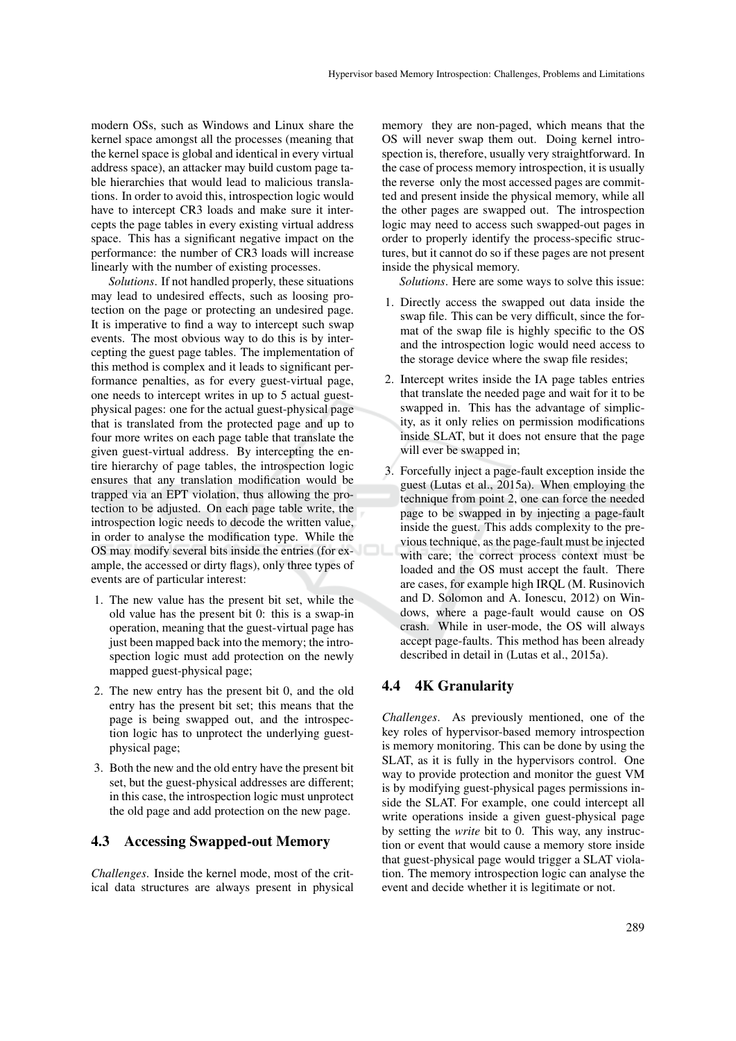modern OSs, such as Windows and Linux share the kernel space amongst all the processes (meaning that the kernel space is global and identical in every virtual address space), an attacker may build custom page table hierarchies that would lead to malicious translations. In order to avoid this, introspection logic would have to intercept CR3 loads and make sure it intercepts the page tables in every existing virtual address space. This has a significant negative impact on the performance: the number of CR3 loads will increase linearly with the number of existing processes.

*Solutions*. If not handled properly, these situations may lead to undesired effects, such as loosing protection on the page or protecting an undesired page. It is imperative to find a way to intercept such swap events. The most obvious way to do this is by intercepting the guest page tables. The implementation of this method is complex and it leads to significant performance penalties, as for every guest-virtual page, one needs to intercept writes in up to 5 actual guest-physical pages: one for the actual guest-physical page that is translated from the protected page and up to four more writes on each page table that translate the given guest-virtual address. By intercepting the entire hierarchy of page tables, the introspection logic ensures that any translation modification would be trapped via an EPT violation, thus allowing the protection to be adjusted. On each page table write, the introspection logic needs to decode the written value, in order to analyse the modification type. While the OS may modify several bits inside the entries (for example, the accessed or dirty flags), only three types of events are of particular interest:

1. The new value has the present bit set, while the old value has the present bit 0: this is a swap-in operation, meaning that the guest-virtual page has just been mapped back into the memory; the introspection logic must add protection on the newly mapped guest-physical page;
2. The new entry has the present bit 0, and the old entry has the present bit set; this means that the page is being swapped out, and the introspection logic has to unprotect the underlying guest-physical page;
3. Both the new and the old entry have the present bit set, but the guest-physical addresses are different; in this case, the introspection logic must unprotect the old page and add protection on the new page.

### 4.3 Accessing Swapped-out Memory

*Challenges*. Inside the kernel mode, most of the critical data structures are always present in physical memory they are non-paged, which means that the OS will never swap them out. Doing kernel introspection is, therefore, usually very straightforward. In the case of process memory introspection, it is usually the reverse only the most accessed pages are committed and present inside the physical memory, while all the other pages are swapped out. The introspection logic may need to access such swapped-out pages in order to properly identify the process-specific structures, but it cannot do so if these pages are not present inside the physical memory.

*Solutions*. Here are some ways to solve this issue:

1. Directly access the swapped out data inside the swap file. This can be very difficult, since the format of the swap file is highly specific to the OS and the introspection logic would need access to the storage device where the swap file resides;
2. Intercept writes inside the IA page tables entries that translate the needed page and wait for it to be swapped in. This has the advantage of simplicity, as it only relies on permission modifications inside SLAT, but it does not ensure that the page will ever be swapped in;
3. Forcefully inject a page-fault exception inside the guest (Lutas et al., 2015a). When employing the technique from point 2, one can force the needed page to be swapped in by injecting a page-fault inside the guest. This adds complexity to the previous technique, as the page-fault must be injected with care; the correct process context must be loaded and the OS must accept the fault. There are cases, for example high IRQL (M. Rusinovich and D. Solomon and A. Ionescu, 2012) on Windows, where a page-fault would cause on OS crash. While in user-mode, the OS will always accept page-faults. This method has been already described in detail in (Lutas et al., 2015a).

### 4.4 4K Granularity

*Challenges*. As previously mentioned, one of the key roles of hypervisor-based memory introspection is memory monitoring. This can be done by using the SLAT, as it is fully in the hypervisors control. One way to provide protection and monitor the guest VM is by modifying guest-physical pages permissions inside the SLAT. For example, one could intercept all write operations inside a given guest-physical page by setting the *write* bit to 0. This way, any instruction or event that would cause a memory store inside that guest-physical page would trigger a SLAT violation. The memory introspection logic can analyse the event and decide whether it is legitimate or not.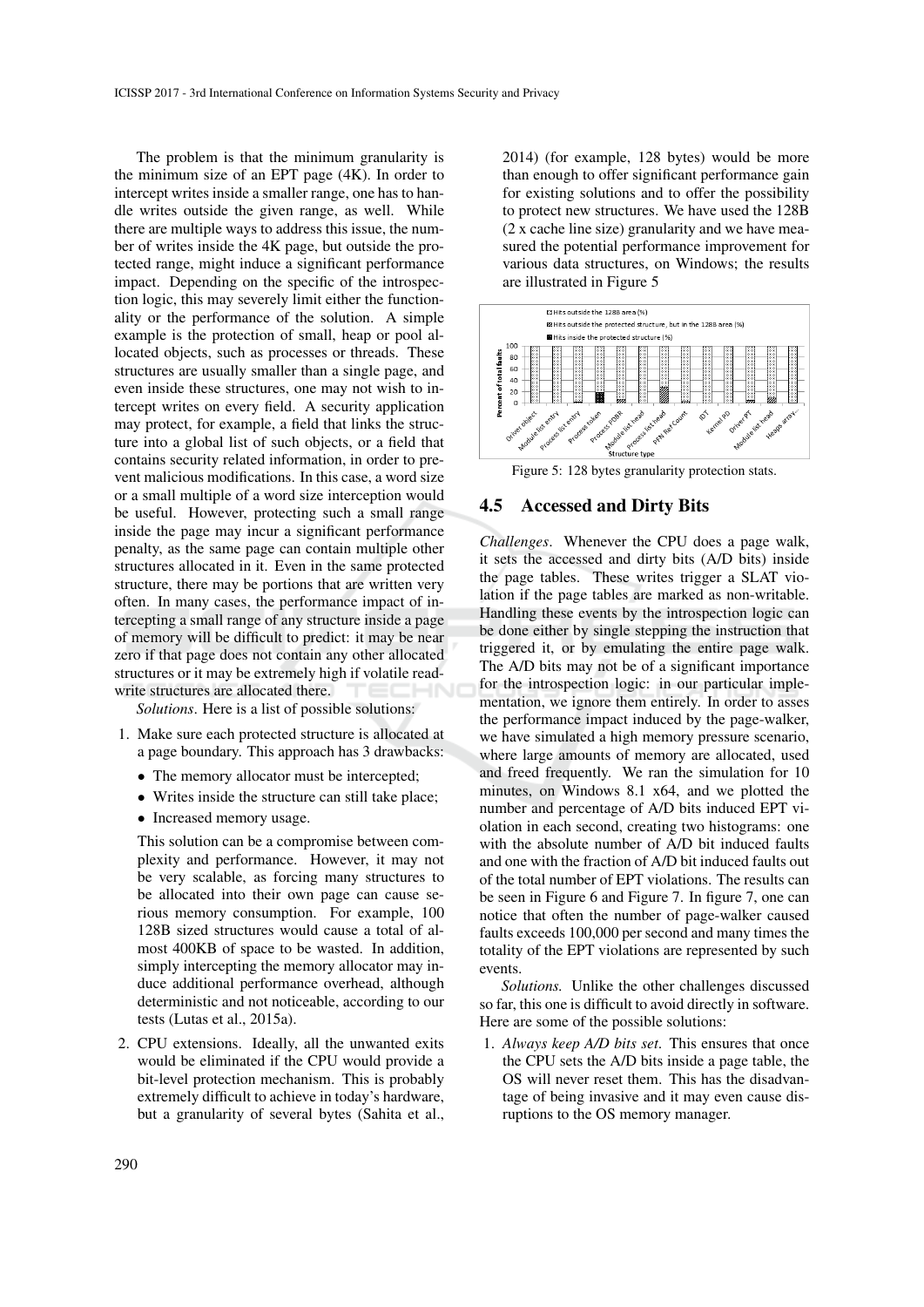The problem is that the minimum granularity is the minimum size of an EPT page (4K). In order to intercept writes inside a smaller range, one has to handle writes outside the given range, as well. While there are multiple ways to address this issue, the number of writes inside the 4K page, but outside the protected range, might induce a significant performance impact. Depending on the specific of the introspection logic, this may severely limit either the functionality or the performance of the solution. A simple example is the protection of small, heap or pool allocated objects, such as processes or threads. These structures are usually smaller than a single page, and even inside these structures, one may not wish to intercept writes on every field. A security application may protect, for example, a field that links the structure into a global list of such objects, or a field that contains security related information, in order to prevent malicious modifications. In this case, a word size or a small multiple of a word size interception would be useful. However, protecting such a small range inside the page may incur a significant performance penalty, as the same page can contain multiple other structures allocated in it. Even in the same protected structure, there may be portions that are written very often. In many cases, the performance impact of intercepting a small range of any structure inside a page of memory will be difficult to predict: it may be near zero if that page does not contain any other allocated structures or it may be extremely high if volatile read-write structures are allocated there.

*Solutions*. Here is a list of possible solutions:

1. Make sure each protected structure is allocated at a page boundary. This approach has 3 drawbacks:
   - The memory allocator must be intercepted;
   - Writes inside the structure can still take place;
   - Increased memory usage.

   This solution can be a compromise between complexity and performance. However, it may not be very scalable, as forcing many structures to be allocated into their own page can cause serious memory consumption. For example, 100 128B sized structures would cause a total of almost 400KB of space to be wasted. In addition, simply intercepting the memory allocator may induce additional performance overhead, although deterministic and not noticeable, according to our tests (Lutas et al., 2015a).

2. CPU extensions. Ideally, all the unwanted exits would be eliminated if the CPU would provide a bit-level protection mechanism. This is probably extremely difficult to achieve in today's hardware, but a granularity of several bytes (Sahita et al., 2014) (for example, 128 bytes) would be more than enough to offer significant performance gain for existing solutions and to offer the possibility to protect new structures. We have used the 128B (2 x cache line size) granularity and we have measured the potential performance improvement for various data structures, on Windows; the results are illustrated in Figure 5

Figure 5: 128 bytes granularity protection stats.

## 4.5 Accessed and Dirty Bits

*Challenges*. Whenever the CPU does a page walk, it sets the accessed and dirty bits (A/D bits) inside the page tables. These writes trigger a SLAT violation if the page tables are marked as non-writable. Handling these events by the introspection logic can be done either by single stepping the instruction that triggered it, or by emulating the entire page walk. The A/D bits may not be of a significant importance for the introspection logic: in our particular implementation, we ignore them entirely. In order to asses the performance impact induced by the page-walker, we have simulated a high memory pressure scenario, where large amounts of memory are allocated, used and freed frequently. We ran the simulation for 10 minutes, on Windows 8.1 x64, and we plotted the number and percentage of A/D bits induced EPT violation in each second, creating two histograms: one with the absolute number of A/D bit induced faults and one with the fraction of A/D bit induced faults out of the total number of EPT violations. The results can be seen in Figure 6 and Figure 7. In figure 7, one can notice that often the number of page-walker caused faults exceeds 100,000 per second and many times the totality of the EPT violations are represented by such events.

*Solutions.* Unlike the other challenges discussed so far, this one is difficult to avoid directly in software. Here are some of the possible solutions:

1. *Always keep A/D bits set.* This ensures that once the CPU sets the A/D bits inside a page table, the OS will never reset them. This has the disadvantage of being invasive and it may even cause disruptions to the OS memory manager.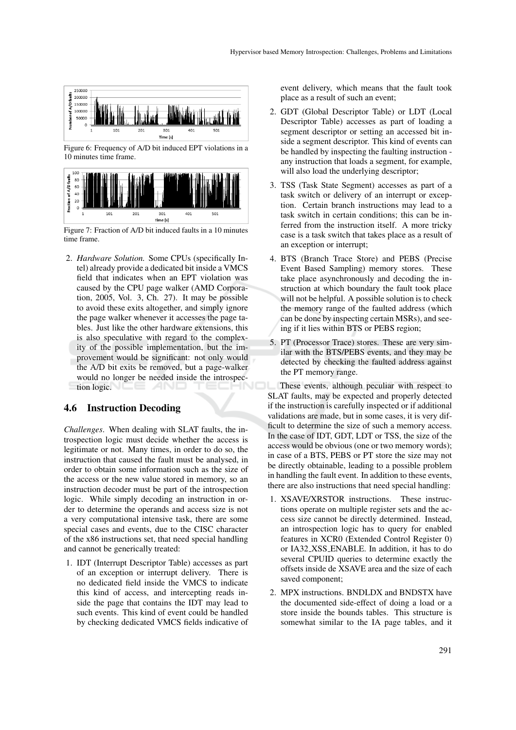Figure 6: Frequency of A/D bit induced EPT violations in a 10 minutes time frame.

Figure 7: Fraction of A/D bit induced faults in a 10 minutes time frame.

2. *Hardware Solution.* Some CPUs (specifically Intel) already provide a dedicated bit inside a VMCS field that indicates when an EPT violation was caused by the CPU page walker (AMD Corporation, 2005, Vol. 3, Ch. 27). It may be possible to avoid these exits altogether, and simply ignore the page walker whenever it accesses the page tables. Just like the other hardware extensions, this is also speculative with regard to the complexity of the possible implementation, but the improvement would be significant: not only would the A/D bit exits be removed, but a page-walker would no longer be needed inside the introspection logic.

### 4.6 Instruction Decoding

*Challenges*. When dealing with SLAT faults, the introspection logic must decide whether the access is legitimate or not. Many times, in order to do so, the instruction that caused the fault must be analysed, in order to obtain some information such as the size of the access or the new value stored in memory, so an instruction decoder must be part of the introspection logic. While simply decoding an instruction in order to determine the operands and access size is not a very computational intensive task, there are some special cases and events, due to the CISC character of the x86 instructions set, that need special handling and cannot be generically treated:

1. IDT (Interrupt Descriptor Table) accesses as part of an exception or interrupt delivery. There is no dedicated field inside the VMCS to indicate this kind of access, and intercepting reads inside the page that contains the IDT may lead to such events. This kind of event could be handled by checking dedicated VMCS fields indicative of event delivery, which means that the fault took place as a result of such an event;
2. GDT (Global Descriptor Table) or LDT (Local Descriptor Table) accesses as part of loading a segment descriptor or setting an accessed bit inside a segment descriptor. This kind of events can be handled by inspecting the faulting instruction - any instruction that loads a segment, for example, will also load the underlying descriptor;
3. TSS (Task State Segment) accesses as part of a task switch or delivery of an interrupt or exception. Certain branch instructions may lead to a task switch in certain conditions; this can be inferred from the instruction itself. A more tricky case is a task switch that takes place as a result of an exception or interrupt;
4. BTS (Branch Trace Store) and PEBS (Precise Event Based Sampling) memory stores. These take place asynchronously and decoding the instruction at which boundary the fault took place will not be helpful. A possible solution is to check the memory range of the faulted address (which can be done by inspecting certain MSRs), and seeing if it lies within BTS or PEBS region;
5. PT (Processor Trace) stores. These are very similar with the BTS/PEBS events, and they may be detected by checking the faulted address against the PT memory range.

These events, although peculiar with respect to SLAT faults, may be expected and properly detected if the instruction is carefully inspected or if additional validations are made, but in some cases, it is very difficult to determine the size of such a memory access. In the case of IDT, GDT, LDT or TSS, the size of the access would be obvious (one or two memory words); in case of a BTS, PEBS or PT store the size may not be directly obtainable, leading to a possible problem in handling the fault event. In addition to these events, there are also instructions that need special handling:

1. XSAVE/XRSTOR instructions. These instructions operate on multiple register sets and the access size cannot be directly determined. Instead, an introspection logic has to query for enabled features in XCR0 (Extended Control Register 0) or IA32_XSS_ENABLE. In addition, it has to do several CPUID queries to determine exactly the offsets inside de XSAVE area and the size of each saved component;
2. MPX instructions. BNDLDX and BNDSTX have the documented side-effect of doing a load or a store inside the bounds tables. This structure is somewhat similar to the IA page tables, and it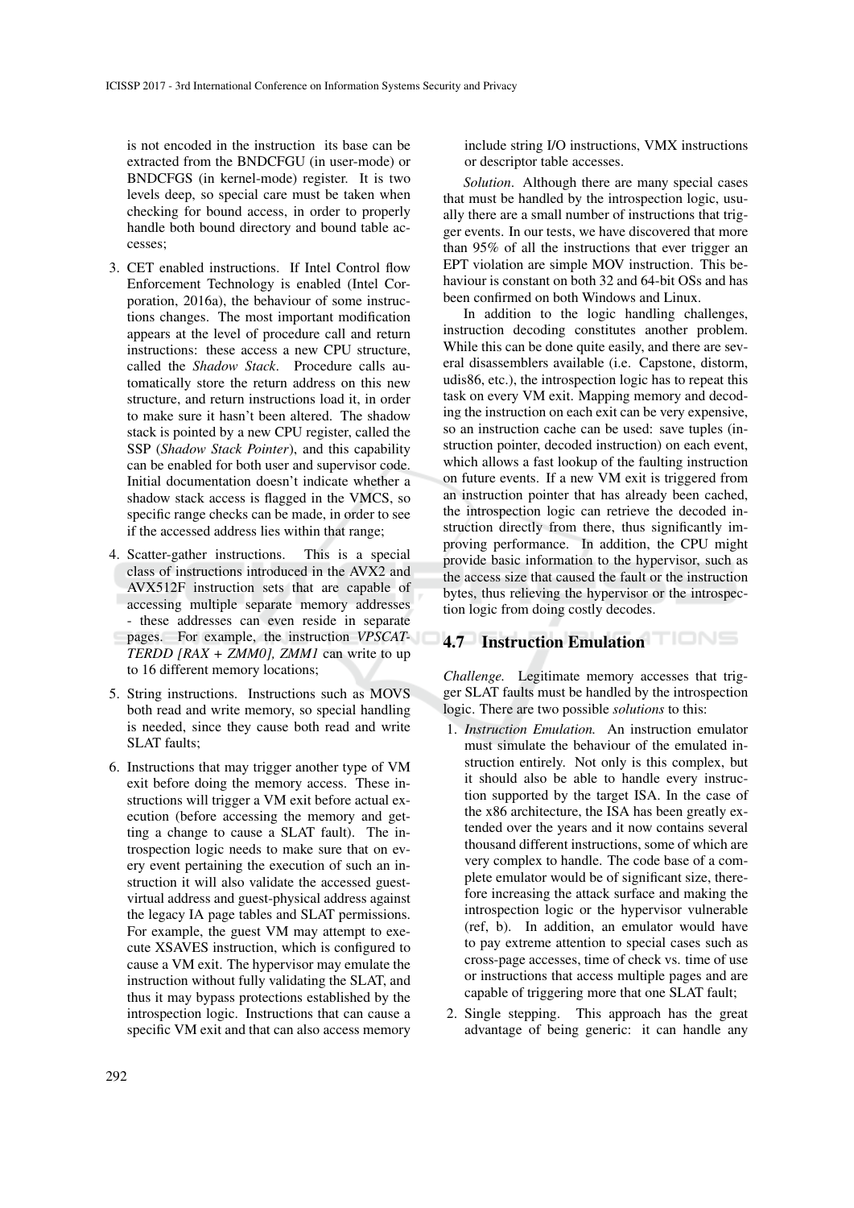is not encoded in the instruction its base can be extracted from the BNDCFGU (in user-mode) or BNDCFGS (in kernel-mode) register. It is two levels deep, so special care must be taken when checking for bound access, in order to properly handle both bound directory and bound table accesses;

3. CET enabled instructions. If Intel Control flow Enforcement Technology is enabled (Intel Corporation, 2016a), the behaviour of some instructions changes. The most important modification appears at the level of procedure call and return instructions: these access a new CPU structure, called the *Shadow Stack*. Procedure calls automatically store the return address on this new structure, and return instructions load it, in order to make sure it hasn't been altered. The shadow stack is pointed by a new CPU register, called the SSP (*Shadow Stack Pointer*), and this capability can be enabled for both user and supervisor code. Initial documentation doesn't indicate whether a shadow stack access is flagged in the VMCS, so specific range checks can be made, in order to see if the accessed address lies within that range;

4. Scatter-gather instructions. This is a special class of instructions introduced in the AVX2 and AVX512F instruction sets that are capable of accessing multiple separate memory addresses - these addresses can even reside in separate pages. For example, the instruction *VPSCATTERDD [RAX + ZMM0], ZMM1* can write to up to 16 different memory locations;

5. String instructions. Instructions such as MOVS both read and write memory, so special handling is needed, since they cause both read and write SLAT faults;

6. Instructions that may trigger another type of VM exit before doing the memory access. These instructions will trigger a VM exit before actual execution (before accessing the memory and getting a change to cause a SLAT fault). The introspection logic needs to make sure that on every event pertaining the execution of such an instruction it will also validate the accessed guest-virtual address and guest-physical address against the legacy IA page tables and SLAT permissions. For example, the guest VM may attempt to execute XSAVES instruction, which is configured to cause a VM exit. The hypervisor may emulate the instruction without fully validating the SLAT, and thus it may bypass protections established by the introspection logic. Instructions that can cause a specific VM exit and that can also access memory include string I/O instructions, VMX instructions or descriptor table accesses.

*Solution*. Although there are many special cases that must be handled by the introspection logic, usually there are a small number of instructions that trigger events. In our tests, we have discovered that more than 95% of all the instructions that ever trigger an EPT violation are simple MOV instruction. This behaviour is constant on both 32 and 64-bit OSs and has been confirmed on both Windows and Linux.

In addition to the logic handling challenges, instruction decoding constitutes another problem. While this can be done quite easily, and there are several disassemblers available (i.e. Capstone, distorm, udis86, etc.), the introspection logic has to repeat this task on every VM exit. Mapping memory and decoding the instruction on each exit can be very expensive, so an instruction cache can be used: save tuples (instruction pointer, decoded instruction) on each event, which allows a fast lookup of the faulting instruction on future events. If a new VM exit is triggered from an instruction pointer that has already been cached, the introspection logic can retrieve the decoded instruction directly from there, thus significantly improving performance. In addition, the CPU might provide basic information to the hypervisor, such as the access size that caused the fault or the instruction bytes, thus relieving the hypervisor or the introspection logic from doing costly decodes.

## 4.7 Instruction Emulation

*Challenge*. Legitimate memory accesses that trigger SLAT faults must be handled by the introspection logic. There are two possible *solutions* to this:

1. *Instruction Emulation.* An instruction emulator must simulate the behaviour of the emulated instruction entirely. Not only is this complex, but it should also be able to handle every instruction supported by the target ISA. In the case of the x86 architecture, the ISA has been greatly extended over the years and it now contains several thousand different instructions, some of which are very complex to handle. The code base of a complete emulator would be of significant size, therefore increasing the attack surface and making the introspection logic or the hypervisor vulnerable (ref, b). In addition, an emulator would have to pay extreme attention to special cases such as cross-page accesses, time of check vs. time of use or instructions that access multiple pages and are capable of triggering more that one SLAT fault;

2. Single stepping. This approach has the great advantage of being generic: it can handle any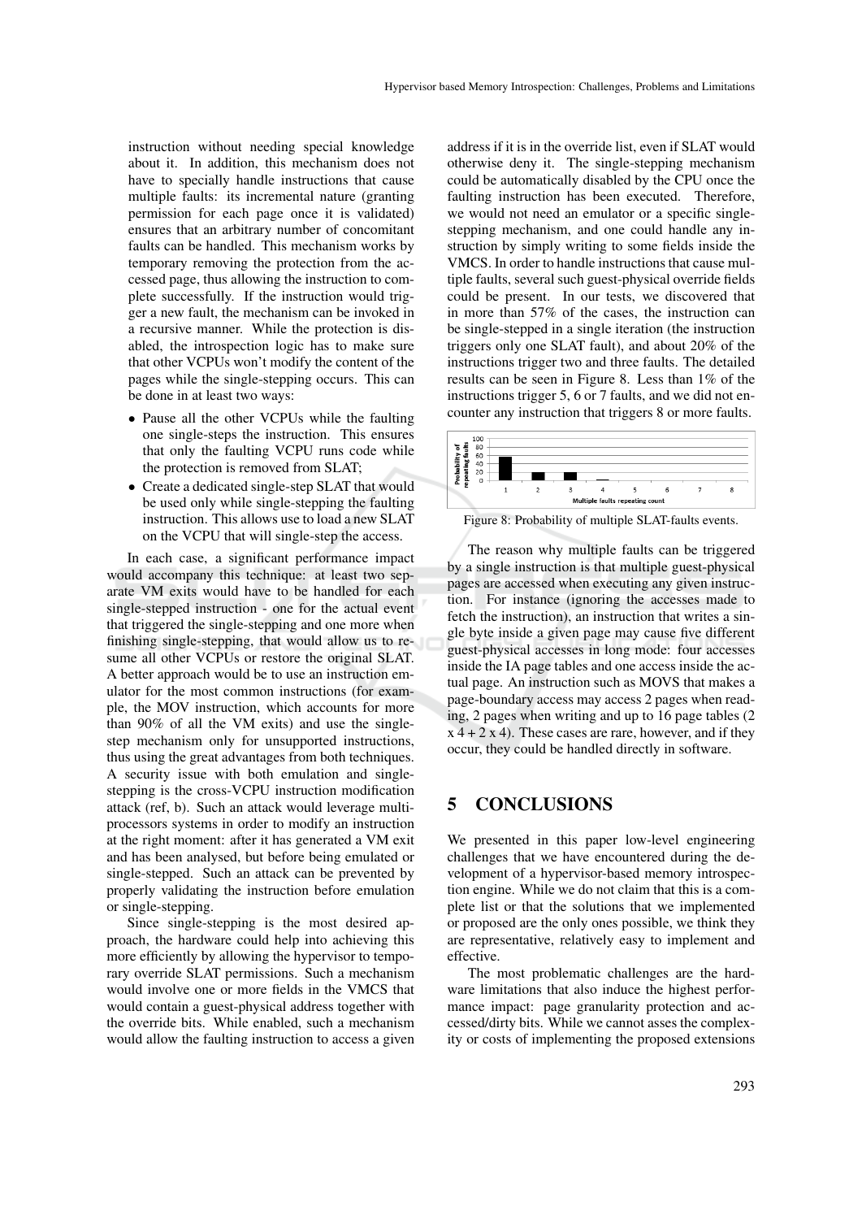instruction without needing special knowledge about it. In addition, this mechanism does not have to specially handle instructions that cause multiple faults: its incremental nature (granting permission for each page once it is validated) ensures that an arbitrary number of concomitant faults can be handled. This mechanism works by temporary removing the protection from the accessed page, thus allowing the instruction to complete successfully. If the instruction would trigger a new fault, the mechanism can be invoked in a recursive manner. While the protection is disabled, the introspection logic has to make sure that other VCPUs won't modify the content of the pages while the single-stepping occurs. This can be done in at least two ways:

- Pause all the other VCPUs while the faulting one single-steps the instruction. This ensures that only the faulting VCPU runs code while the protection is removed from SLAT;
- Create a dedicated single-step SLAT that would be used only while single-stepping the faulting instruction. This allows use to load a new SLAT on the VCPU that will single-step the access.

In each case, a significant performance impact would accompany this technique: at least two separate VM exits would have to be handled for each single-stepped instruction - one for the actual event that triggered the single-stepping and one more when finishing single-stepping, that would allow us to resume all other VCPUs or restore the original SLAT. A better approach would be to use an instruction emulator for the most common instructions (for example, the MOV instruction, which accounts for more than 90% of all the VM exits) and use the single-step mechanism only for unsupported instructions, thus using the great advantages from both techniques. A security issue with both emulation and single-stepping is the cross-VCPU instruction modification attack (ref, b). Such an attack would leverage multiprocessors systems in order to modify an instruction at the right moment: after it has generated a VM exit and has been analysed, but before being emulated or single-stepped. Such an attack can be prevented by properly validating the instruction before emulation or single-stepping.

Since single-stepping is the most desired approach, the hardware could help into achieving this more efficiently by allowing the hypervisor to temporary override SLAT permissions. Such a mechanism would involve one or more fields in the VMCS that would contain a guest-physical address together with the override bits. While enabled, such a mechanism would allow the faulting instruction to access a given address if it is in the override list, even if SLAT would otherwise deny it. The single-stepping mechanism could be automatically disabled by the CPU once the faulting instruction has been executed. Therefore, we would not need an emulator or a specific single-stepping mechanism, and one could handle any instruction by simply writing to some fields inside the VMCS. In order to handle instructions that cause multiple faults, several such guest-physical override fields could be present. In our tests, we discovered that in more than 57% of the cases, the instruction can be single-stepped in a single iteration (the instruction triggers only one SLAT fault), and about 20% of the instructions trigger two and three faults. The detailed results can be seen in Figure 8. Less than 1% of the instructions trigger 5, 6 or 7 faults, and we did not encounter any instruction that triggers 8 or more faults.

Figure 8: Probability of multiple SLAT-faults events.

The reason why multiple faults can be triggered by a single instruction is that multiple guest-physical pages are accessed when executing any given instruction. For instance (ignoring the accesses made to fetch the instruction), an instruction that writes a single byte inside a given page may cause five different guest-physical accesses in long mode: four accesses inside the IA page tables and one access inside the actual page. An instruction such as MOVS that makes a page-boundary access may access 2 pages when reading, 2 pages when writing and up to 16 page tables (2 x 4 + 2 x 4). These cases are rare, however, and if they occur, they could be handled directly in software.

## 5 CONCLUSIONS

We presented in this paper low-level engineering challenges that we have encountered during the development of a hypervisor-based memory introspection engine. While we do not claim that this is a complete list or that the solutions that we implemented or proposed are the only ones possible, we think they are representative, relatively easy to implement and effective.

The most problematic challenges are the hardware limitations that also induce the highest performance impact: page granularity protection and accessed/dirty bits. While we cannot asses the complexity or costs of implementing the proposed extensions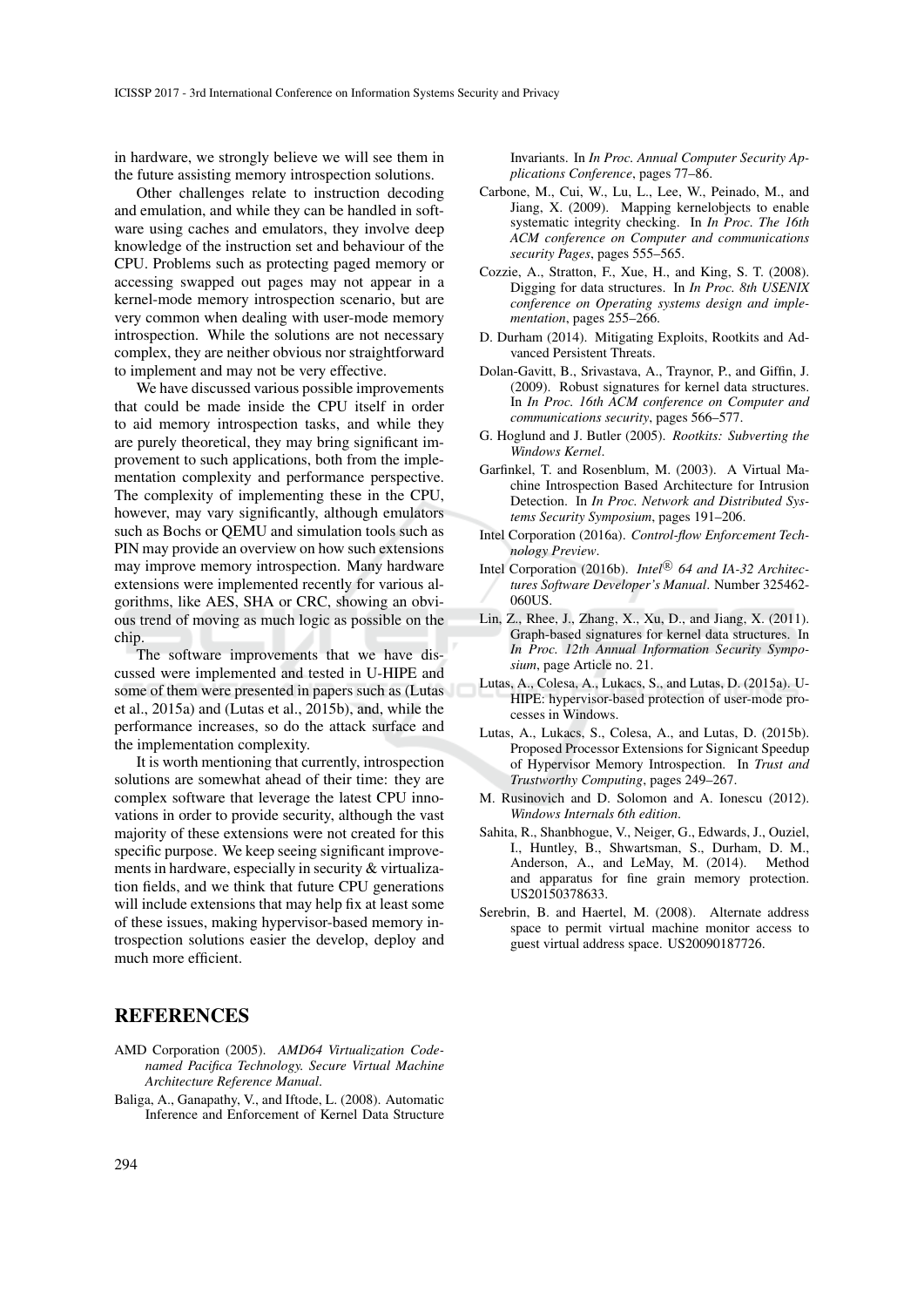in hardware, we strongly believe we will see them in the future assisting memory introspection solutions.

Other challenges relate to instruction decoding and emulation, and while they can be handled in software using caches and emulators, they involve deep knowledge of the instruction set and behaviour of the CPU. Problems such as protecting paged memory or accessing swapped out pages may not appear in a kernel-mode memory introspection scenario, but are very common when dealing with user-mode memory introspection. While the solutions are not necessary complex, they are neither obvious nor straightforward to implement and may not be very effective.

We have discussed various possible improvements that could be made inside the CPU itself in order to aid memory introspection tasks, and while they are purely theoretical, they may bring significant improvement to such applications, both from the implementation complexity and performance perspective. The complexity of implementing these in the CPU, however, may vary significantly, although emulators such as Bochs or QEMU and simulation tools such as PIN may provide an overview on how such extensions may improve memory introspection. Many hardware extensions were implemented recently for various algorithms, like AES, SHA or CRC, showing an obvious trend of moving as much logic as possible on the chip.

The software improvements that we have discussed were implemented and tested in U-HIPE and some of them were presented in papers such as (Lutas et al., 2015a) and (Lutas et al., 2015b), and, while the performance increases, so do the attack surface and the implementation complexity.

It is worth mentioning that currently, introspection solutions are somewhat ahead of their time: they are complex software that leverage the latest CPU innovations in order to provide security, although the vast majority of these extensions were not created for this specific purpose. We keep seeing significant improvements in hardware, especially in security & virtualization fields, and we think that future CPU generations will include extensions that may help fix at least some of these issues, making hypervisor-based memory introspection solutions easier the develop, deploy and much more efficient.

## REFERENCES

AMD Corporation (2005). *AMD64 Virtualization Codenamed Pacifica Technology. Secure Virtual Machine Architecture Reference Manual*.

Baliga, A., Ganapathy, V., and Iftode, L. (2008). Automatic Inference and Enforcement of Kernel Data Structure Invariants. In *In Proc. Annual Computer Security Applications Conference*, pages 77–86.

Carbone, M., Cui, W., Lu, L., Lee, W., Peinado, M., and Jiang, X. (2009). Mapping kernelobjects to enable systematic integrity checking. In *In Proc. The 16th ACM conference on Computer and communications security Pages*, pages 555–565.

Cozzie, A., Stratton, F., Xue, H., and King, S. T. (2008). Digging for data structures. In *In Proc. 8th USENIX conference on Operating systems design and implementation*, pages 255–266.

D. Durham (2014). Mitigating Exploits, Rootkits and Advanced Persistent Threats.

Dolan-Gavitt, B., Srivastava, A., Traynor, P., and Giffin, J. (2009). Robust signatures for kernel data structures. In *In Proc. 16th ACM conference on Computer and communications security*, pages 566–577.

G. Hoglund and J. Butler (2005). *Rootkits: Subverting the Windows Kernel*.

Garfinkel, T. and Rosenblum, M. (2003). A Virtual Machine Introspection Based Architecture for Intrusion Detection. In *In Proc. Network and Distributed Systems Security Symposium*, pages 191–206.

Intel Corporation (2016a). *Control-flow Enforcement Technology Preview*.

Intel Corporation (2016b). *Intel® 64 and IA-32 Architectures Software Developer's Manual*. Number 325462-060US.

Lin, Z., Rhee, J., Zhang, X., Xu, D., and Jiang, X. (2011). Graph-based signatures for kernel data structures. In *In Proc. 12th Annual Information Security Symposium*, page Article no. 21.

Lutas, A., Colesa, A., Lukacs, S., and Lutas, D. (2015a). U-HIPE: hypervisor-based protection of user-mode processes in Windows.

Lutas, A., Lukacs, S., Colesa, A., and Lutas, D. (2015b). Proposed Processor Extensions for Signicant Speedup of Hypervisor Memory Introspection. In *Trust and Trustworthy Computing*, pages 249–267.

M. Rusinovich and D. Solomon and A. Ionescu (2012). *Windows Internals 6th edition*.

Sahita, R., Shanbhogue, V., Neiger, G., Edwards, J., Ouziel, I., Huntley, B., Shwartsman, S., Durham, D. M., Anderson, A., and LeMay, M. (2014). Method and apparatus for fine grain memory protection. US20150378633.

Serebrin, B. and Haertel, M. (2008). Alternate address space to permit virtual machine monitor access to guest virtual address space. US20090187726.